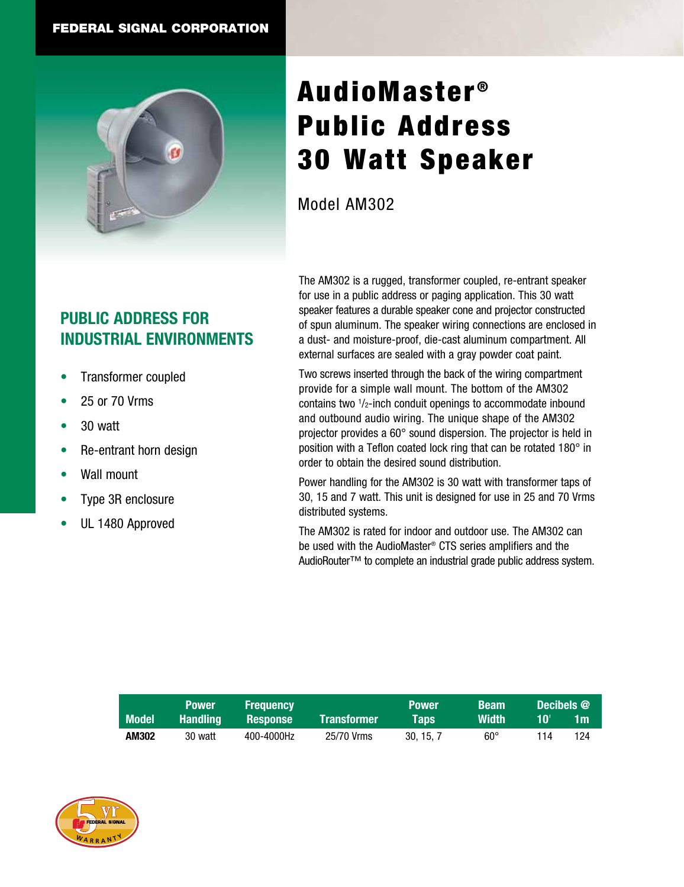FEDERAL SIGNAL CORPORATION

# AudioMaster® Public Address 30 Watt Speaker

Model AM302

## PUBLIC ADDRESS FOR INDUSTRIAL ENVIRONMENTS

- Transformer coupled
- 25 or 70 Vrms
- 30 watt
- Re-entrant horn design
- Wall mount
- Type 3R enclosure
- UL 1480 Approved

The AM302 is a rugged, transformer coupled, re-entrant speaker for use in a public address or paging application. This 30 watt speaker features a durable speaker cone and projector constructed of spun aluminum. The speaker wiring connections are enclosed in a dust- and moisture-proof, die-cast aluminum compartment. All external surfaces are sealed with a gray powder coat paint.

Two screws inserted through the back of the wiring compartment provide for a simple wall mount. The bottom of the AM302 contains two 1/2-inch conduit openings to accommodate inbound and outbound audio wiring. The unique shape of the AM302 projector provides a 60° sound dispersion. The projector is held in position with a Teflon coated lock ring that can be rotated 180° in order to obtain the desired sound distribution.

Power handling for the AM302 is 30 watt with transformer taps of 30, 15 and 7 watt. This unit is designed for use in 25 and 70 Vrms distributed systems.

The AM302 is rated for indoor and outdoor use. The AM302 can be used with the AudioMaster® CTS series amplifiers and the AudioRouter™ to complete an industrial grade public address system.

| Model | Power Handling | Frequency Response | Transformer | Power Taps | Beam Width | Decibels @ 10' | Decibels @ 1m |
|---|---|---|---|---|---|---|---|
| **AM302** | 30 watt | 400-4000Hz | 25/70 Vrms | 30, 15, 7 | 60° | 114 | 124 |

5 yr FEDERAL SIGNAL WARRANTY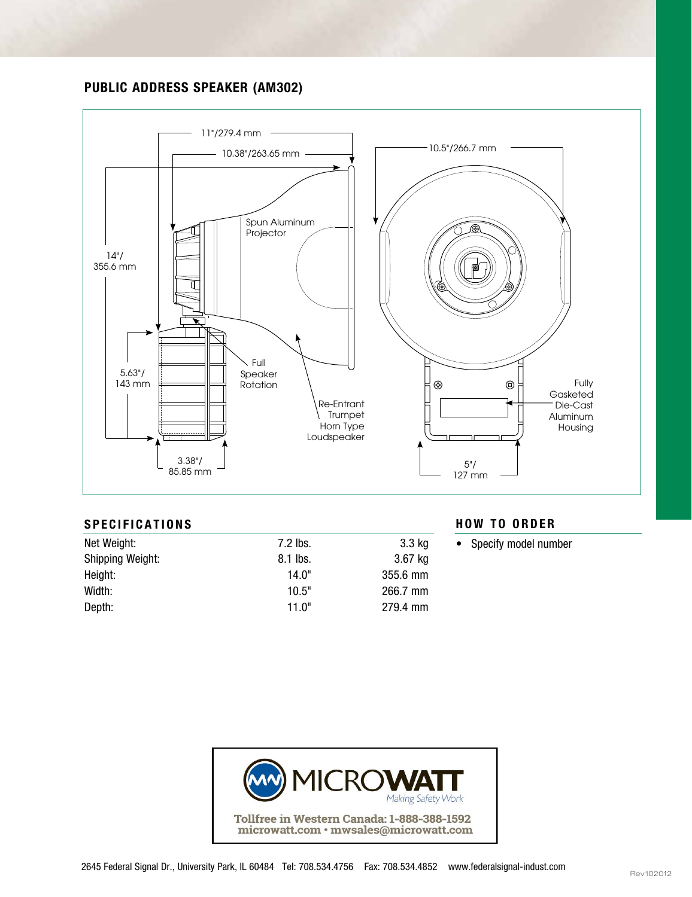## PUBLIC ADDRESS SPEAKER (AM302)

11"/279.4 mm

10.38"/263.65 mm

10.5"/266.7 mm

14"/
355.6 mm

Spun Aluminum
Projector

5.63"/
143 mm

Full
Speaker
Rotation

Re-Entrant
Trumpet
Horn Type
Loudspeaker

Fully
Gasketed
Die-Cast
Aluminum
Housing

3.38"/
85.85 mm

5"/
127 mm

## SPECIFICATIONS

| | | |
|---|---|---|
| Net Weight: | 7.2 lbs. | 3.3 kg |
| Shipping Weight: | 8.1 lbs. | 3.67 kg |
| Height: | 14.0" | 355.6 mm |
| Width: | 10.5" | 266.7 mm |
| Depth: | 11.0" | 279.4 mm |

## HOW TO ORDER

- Specify model number

MICROWATT
Making Safety Work

**Tollfree in Western Canada: 1-888-388-1592**
**microwatt.com • mwsales@microwatt.com**

2645 Federal Signal Dr., University Park, IL 60484 Tel: 708.534.4756 Fax: 708.534.4852 www.federalsignal-indust.com

Rev102012